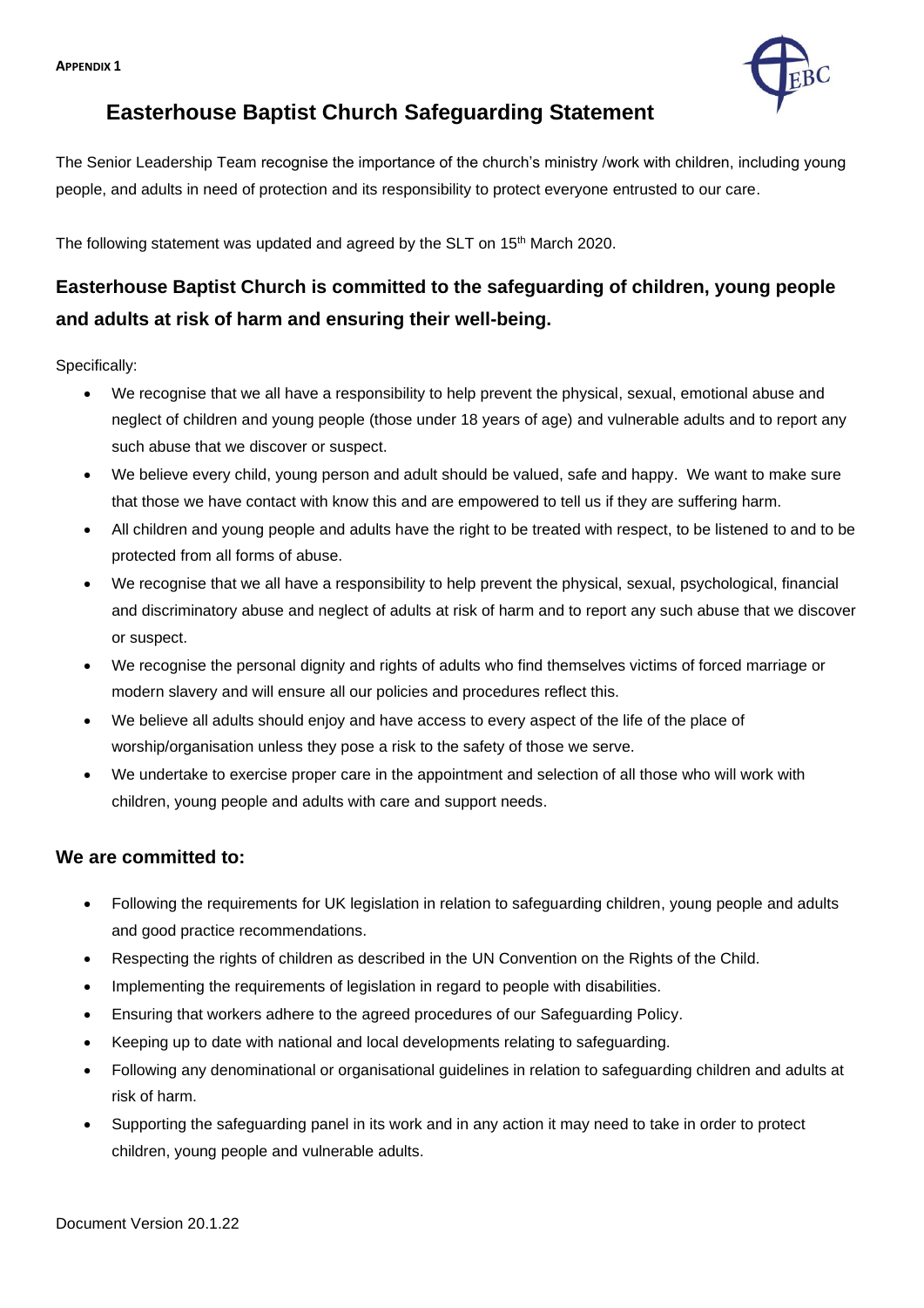**APPENDIX 1**

# Easterhouse Baptist Church Safeguarding Statement

The Senior Leadership Team recognise the importance of the church's ministry /work with children, including young people, and adults in need of protection and its responsibility to protect everyone entrusted to our care.

The following statement was updated and agreed by the SLT on 15th March 2020.

## Easterhouse Baptist Church is committed to the safeguarding of children, young people and adults at risk of harm and ensuring their well-being.

Specifically:

- We recognise that we all have a responsibility to help prevent the physical, sexual, emotional abuse and neglect of children and young people (those under 18 years of age) and vulnerable adults and to report any such abuse that we discover or suspect.
- We believe every child, young person and adult should be valued, safe and happy. We want to make sure that those we have contact with know this and are empowered to tell us if they are suffering harm.
- All children and young people and adults have the right to be treated with respect, to be listened to and to be protected from all forms of abuse.
- We recognise that we all have a responsibility to help prevent the physical, sexual, psychological, financial and discriminatory abuse and neglect of adults at risk of harm and to report any such abuse that we discover or suspect.
- We recognise the personal dignity and rights of adults who find themselves victims of forced marriage or modern slavery and will ensure all our policies and procedures reflect this.
- We believe all adults should enjoy and have access to every aspect of the life of the place of worship/organisation unless they pose a risk to the safety of those we serve.
- We undertake to exercise proper care in the appointment and selection of all those who will work with children, young people and adults with care and support needs.

### We are committed to:

- Following the requirements for UK legislation in relation to safeguarding children, young people and adults and good practice recommendations.
- Respecting the rights of children as described in the UN Convention on the Rights of the Child.
- Implementing the requirements of legislation in regard to people with disabilities.
- Ensuring that workers adhere to the agreed procedures of our Safeguarding Policy.
- Keeping up to date with national and local developments relating to safeguarding.
- Following any denominational or organisational guidelines in relation to safeguarding children and adults at risk of harm.
- Supporting the safeguarding panel in its work and in any action it may need to take in order to protect children, young people and vulnerable adults.

Document Version 20.1.22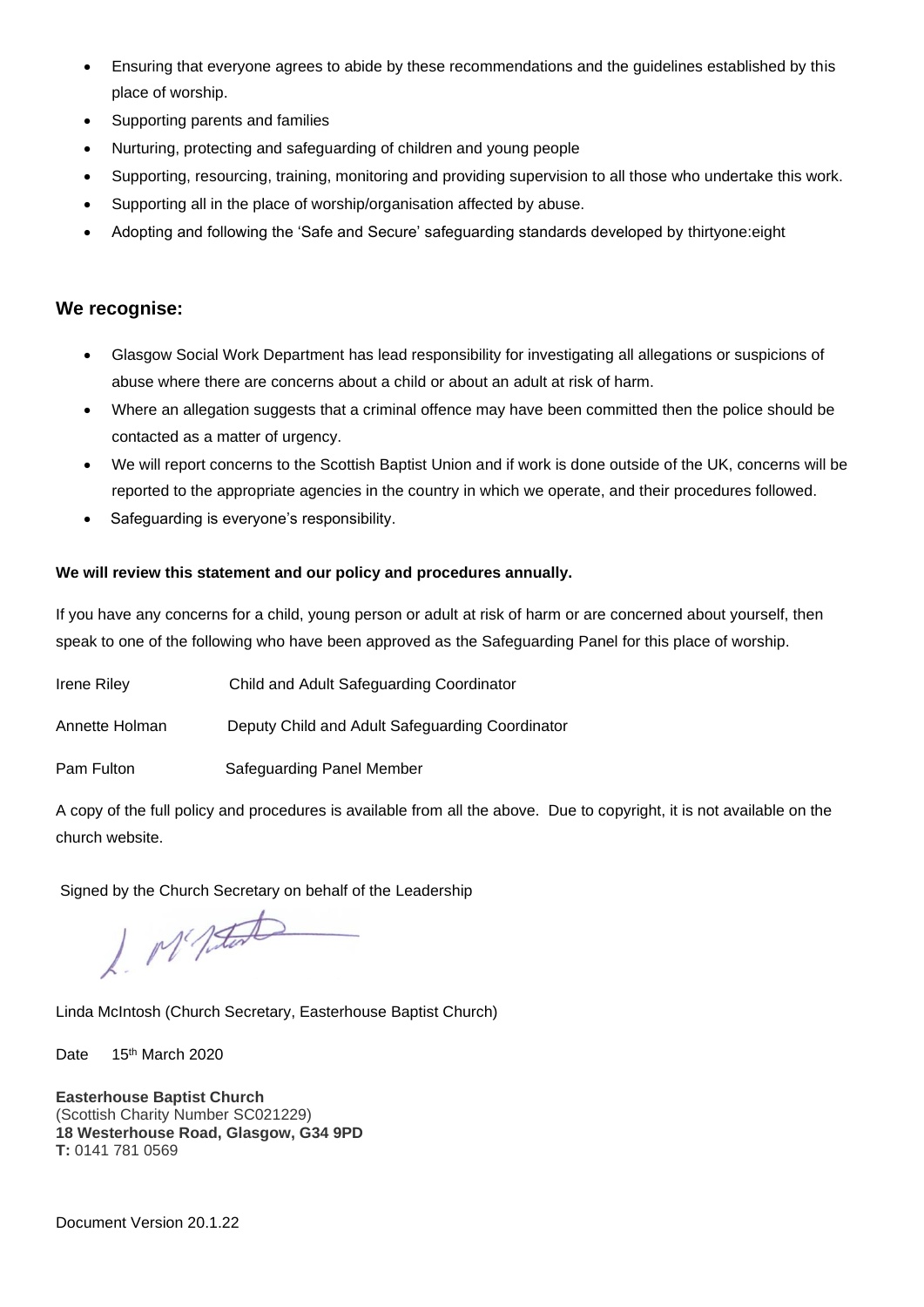- Ensuring that everyone agrees to abide by these recommendations and the guidelines established by this place of worship.
- Supporting parents and families
- Nurturing, protecting and safeguarding of children and young people
- Supporting, resourcing, training, monitoring and providing supervision to all those who undertake this work.
- Supporting all in the place of worship/organisation affected by abuse.
- Adopting and following the 'Safe and Secure' safeguarding standards developed by thirtyone:eight

## We recognise:

- Glasgow Social Work Department has lead responsibility for investigating all allegations or suspicions of abuse where there are concerns about a child or about an adult at risk of harm.
- Where an allegation suggests that a criminal offence may have been committed then the police should be contacted as a matter of urgency.
- We will report concerns to the Scottish Baptist Union and if work is done outside of the UK, concerns will be reported to the appropriate agencies in the country in which we operate, and their procedures followed.
- Safeguarding is everyone's responsibility.

**We will review this statement and our policy and procedures annually.**

If you have any concerns for a child, young person or adult at risk of harm or are concerned about yourself, then speak to one of the following who have been approved as the Safeguarding Panel for this place of worship.

| | |
|---|---|
| Irene Riley | Child and Adult Safeguarding Coordinator |
| Annette Holman | Deputy Child and Adult Safeguarding Coordinator |
| Pam Fulton | Safeguarding Panel Member |

A copy of the full policy and procedures is available from all the above. Due to copyright, it is not available on the church website.

Signed by the Church Secretary on behalf of the Leadership

Linda McIntosh (Church Secretary, Easterhouse Baptist Church)

Date 15th March 2020

**Easterhouse Baptist Church**
(Scottish Charity Number SC021229)
**18 Westerhouse Road, Glasgow, G34 9PD**
**T:** 0141 781 0569

Document Version 20.1.22